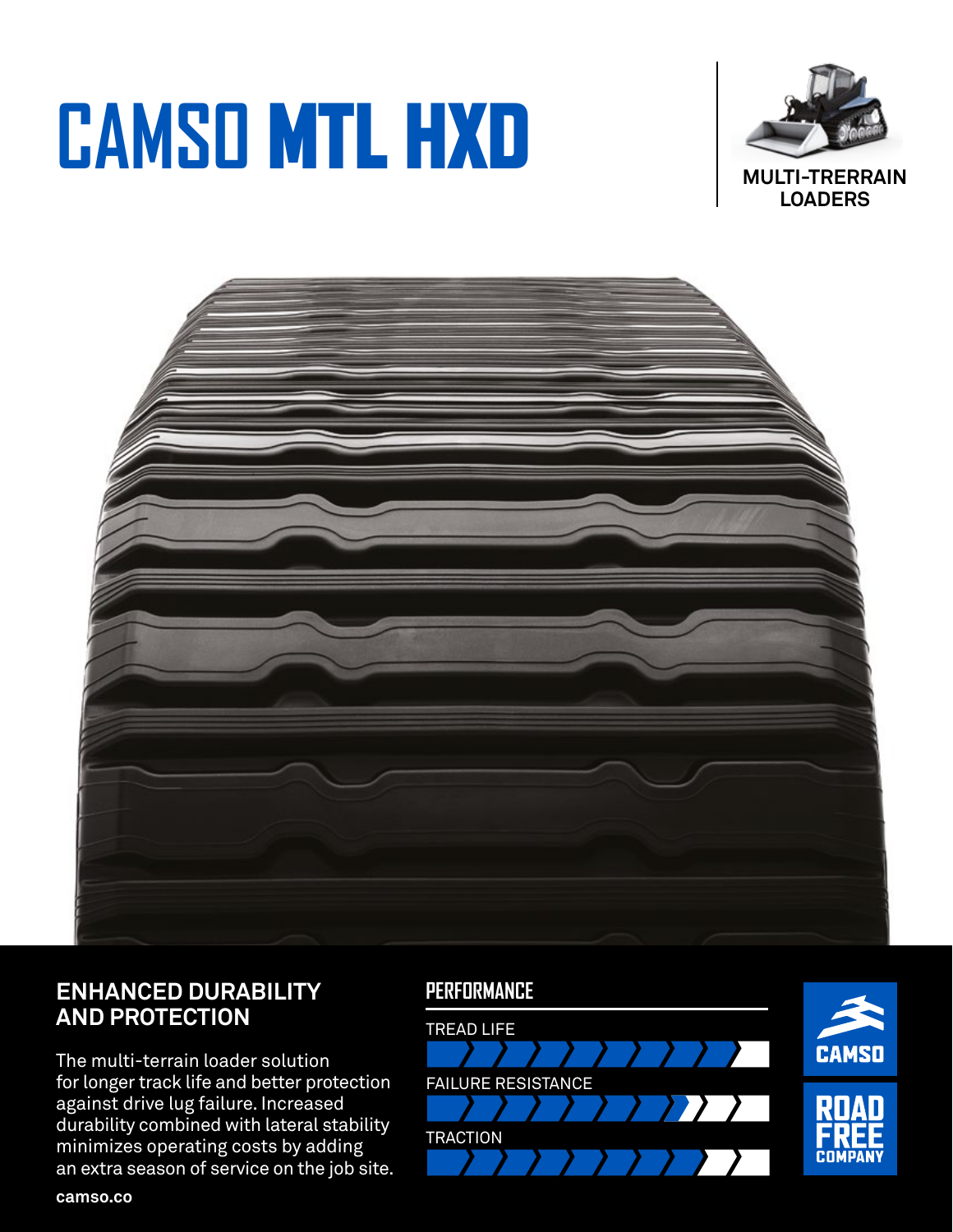# CAMSO MTL HXD

MULTI-TRERRAIN LOADERS

## ENHANCED DURABILITY AND PROTECTION

The multi-terrain loader solution for longer track life and better protection against drive lug failure. Increased durability combined with lateral stability minimizes operating costs by adding an extra season of service on the job site.

## PERFORMANCE

TREAD LIFE

FAILURE RESISTANCE

TRACTION

CAMSO

ROAD FREE COMPANY

camso.co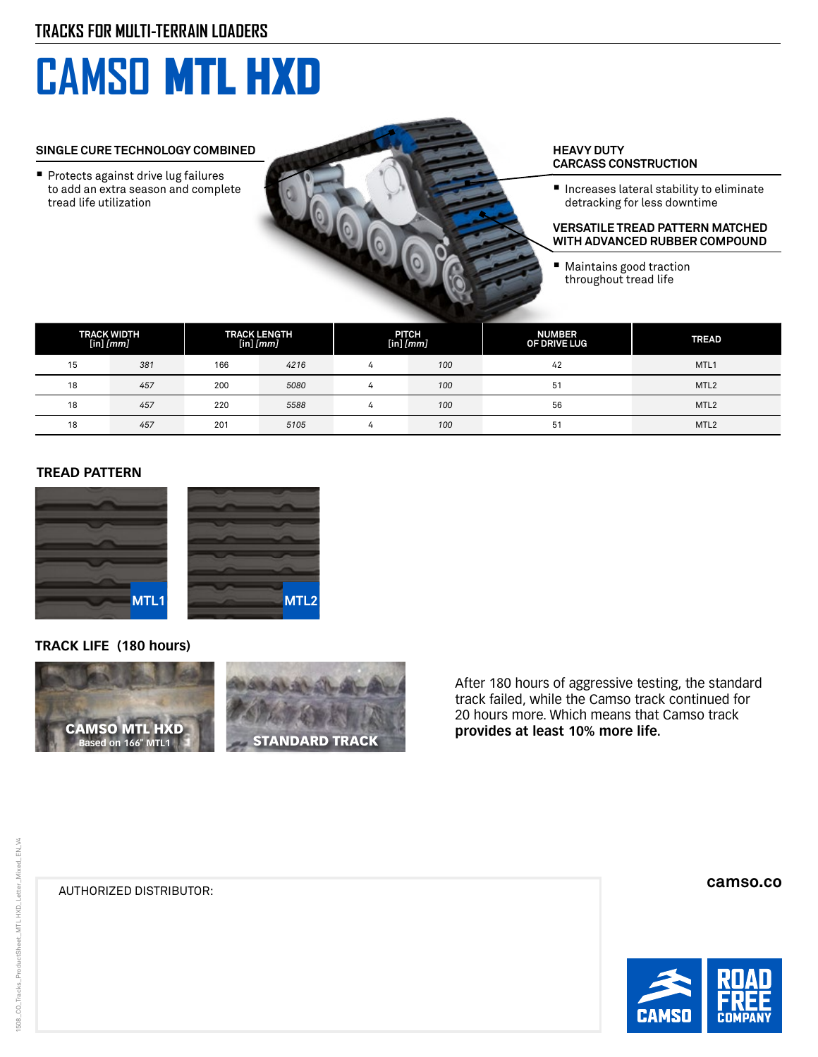TRACKS FOR MULTI-TERRAIN LOADERS

# CAMSO MTL HXD

### SINGLE CURE TECHNOLOGY COMBINED

- Protects against drive lug failures to add an extra season and complete tread life utilization

### HEAVY DUTY CARCASS CONSTRUCTION

- Increases lateral stability to eliminate detracking for less downtime

### VERSATILE TREAD PATTERN MATCHED WITH ADVANCED RUBBER COMPOUND

- Maintains good traction throughout tread life

| TRACK WIDTH [in] *[mm]* | | TRACK LENGTH [in] *[mm]* | | PITCH [in] *[mm]* | | NUMBER OF DRIVE LUG | TREAD |
|---|---|---|---|---|---|---|---|
| 15 | *381* | 166 | *4216* | 4 | *100* | 42 | MTL1 |
| 18 | *457* | 200 | *5080* | 4 | *100* | 51 | MTL2 |
| 18 | *457* | 220 | *5588* | 4 | *100* | 56 | MTL2 |
| 18 | *457* | 201 | *5105* | 4 | *100* | 51 | MTL2 |

### TREAD PATTERN

MTL1

MTL2

### TRACK LIFE (180 hours)

CAMSO MTL HXD
Based on 166" MTL1

STANDARD TRACK

After 180 hours of aggressive testing, the standard track failed, while the Camso track continued for 20 hours more. Which means that Camso track **provides at least 10% more life.**

AUTHORIZED DISTRIBUTOR:

camso.co

CAMSO

ROAD FREE COMPANY

1508_CO_Tracks_ProductSheet_MTL HXD_Letter_Mixed_EN_V4